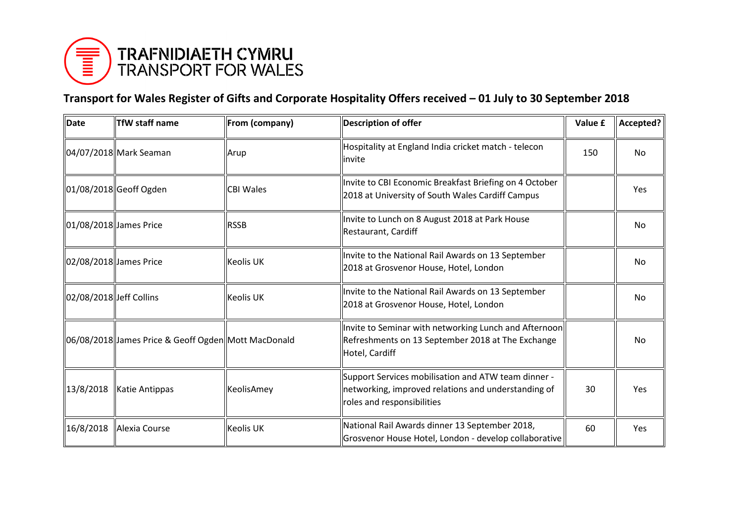TRAFNIDIAETH CYMRU
TRANSPORT FOR WALES

## Transport for Wales Register of Gifts and Corporate Hospitality Offers received – 01 July to 30 September 2018

| Date | TfW staff name | From (company) | Description of offer | Value £ | Accepted? |
|---|---|---|---|---|---|
| 04/07/2018 | Mark Seaman | Arup | Hospitality at England India cricket match - telecon invite | 150 | No |
| 01/08/2018 | Geoff Ogden | CBI Wales | Invite to CBI Economic Breakfast Briefing on 4 October 2018 at University of South Wales Cardiff Campus | | Yes |
| 01/08/2018 | James Price | RSSB | Invite to Lunch on 8 August 2018 at Park House Restaurant, Cardiff | | No |
| 02/08/2018 | James Price | Keolis UK | Invite to the National Rail Awards on 13 September 2018 at Grosvenor House, Hotel, London | | No |
| 02/08/2018 | Jeff Collins | Keolis UK | Invite to the National Rail Awards on 13 September 2018 at Grosvenor House, Hotel, London | | No |
| 06/08/2018 | James Price & Geoff Ogden | Mott MacDonald | Invite to Seminar with networking Lunch and Afternoon Refreshments on 13 September 2018 at The Exchange Hotel, Cardiff | | No |
| 13/8/2018 | Katie Antippas | KeolisAmey | Support Services mobilisation and ATW team dinner - networking, improved relations and understanding of roles and responsibilities | 30 | Yes |
| 16/8/2018 | Alexia Course | Keolis UK | National Rail Awards dinner 13 September 2018, Grosvenor House Hotel, London - develop collaborative | 60 | Yes |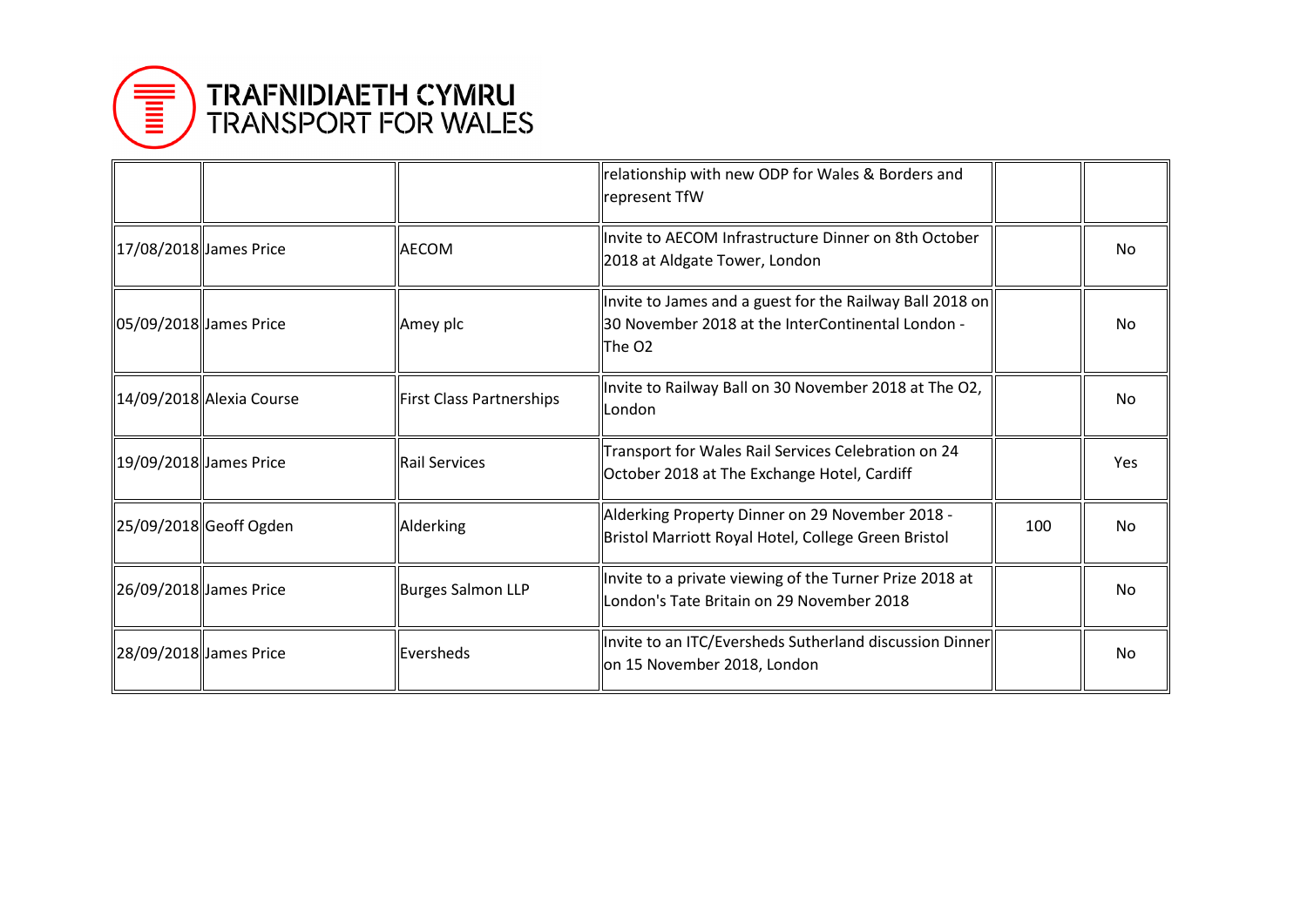# TRAFNIDIAETH CYMRU
# TRANSPORT FOR WALES

| | | | | | |
|---|---|---|---|---|---|
| | | | relationship with new ODP for Wales & Borders and represent TfW | | |
| 17/08/2018 | James Price | AECOM | Invite to AECOM Infrastructure Dinner on 8th October 2018 at Aldgate Tower, London | | No |
| 05/09/2018 | James Price | Amey plc | Invite to James and a guest for the Railway Ball 2018 on 30 November 2018 at the InterContinental London - The O2 | | No |
| 14/09/2018 | Alexia Course | First Class Partnerships | Invite to Railway Ball on 30 November 2018 at The O2, London | | No |
| 19/09/2018 | James Price | Rail Services | Transport for Wales Rail Services Celebration on 24 October 2018 at The Exchange Hotel, Cardiff | | Yes |
| 25/09/2018 | Geoff Ogden | Alderking | Alderking Property Dinner on 29 November 2018 - Bristol Marriott Royal Hotel, College Green Bristol | 100 | No |
| 26/09/2018 | James Price | Burges Salmon LLP | Invite to a private viewing of the Turner Prize 2018 at London's Tate Britain on 29 November 2018 | | No |
| 28/09/2018 | James Price | Eversheds | Invite to an ITC/Eversheds Sutherland discussion Dinner on 15 November 2018, London | | No |